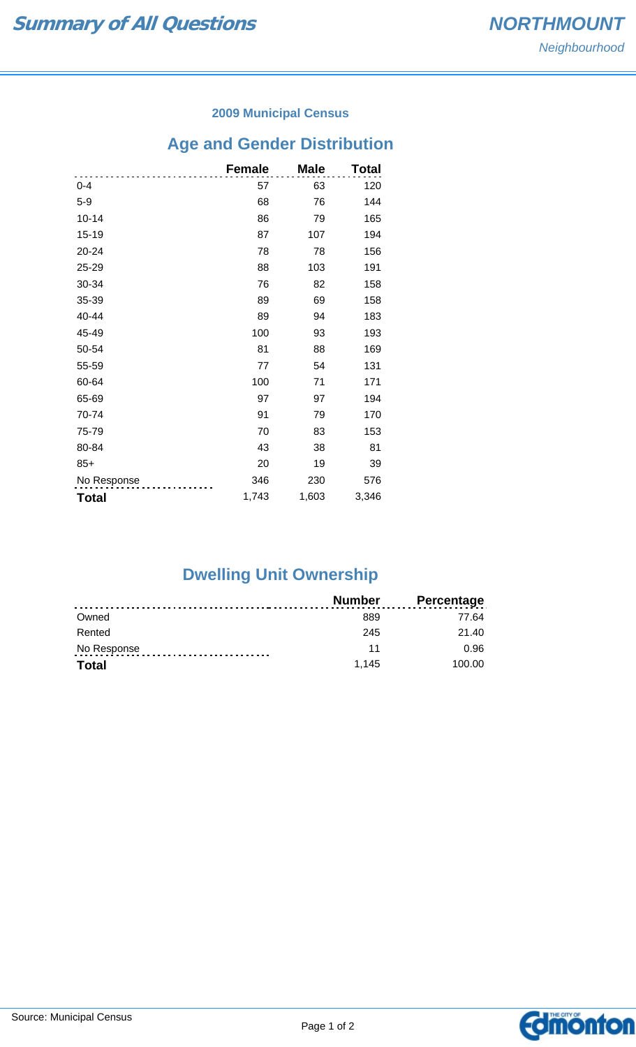# Summary of All Questions

## NORTHMOUNT

*Neighbourhood*

### 2009 Municipal Census

## Age and Gender Distribution

| | Female | Male | Total |
|---|---|---|---|
| 0-4 | 57 | 63 | 120 |
| 5-9 | 68 | 76 | 144 |
| 10-14 | 86 | 79 | 165 |
| 15-19 | 87 | 107 | 194 |
| 20-24 | 78 | 78 | 156 |
| 25-29 | 88 | 103 | 191 |
| 30-34 | 76 | 82 | 158 |
| 35-39 | 89 | 69 | 158 |
| 40-44 | 89 | 94 | 183 |
| 45-49 | 100 | 93 | 193 |
| 50-54 | 81 | 88 | 169 |
| 55-59 | 77 | 54 | 131 |
| 60-64 | 100 | 71 | 171 |
| 65-69 | 97 | 97 | 194 |
| 70-74 | 91 | 79 | 170 |
| 75-79 | 70 | 83 | 153 |
| 80-84 | 43 | 38 | 81 |
| 85+ | 20 | 19 | 39 |
| No Response | 346 | 230 | 576 |
| **Total** | 1,743 | 1,603 | 3,346 |

## Dwelling Unit Ownership

| | Number | Percentage |
|---|---|---|
| Owned | 889 | 77.64 |
| Rented | 245 | 21.40 |
| No Response | 11 | 0.96 |
| **Total** | 1,145 | 100.00 |

Source: Municipal Census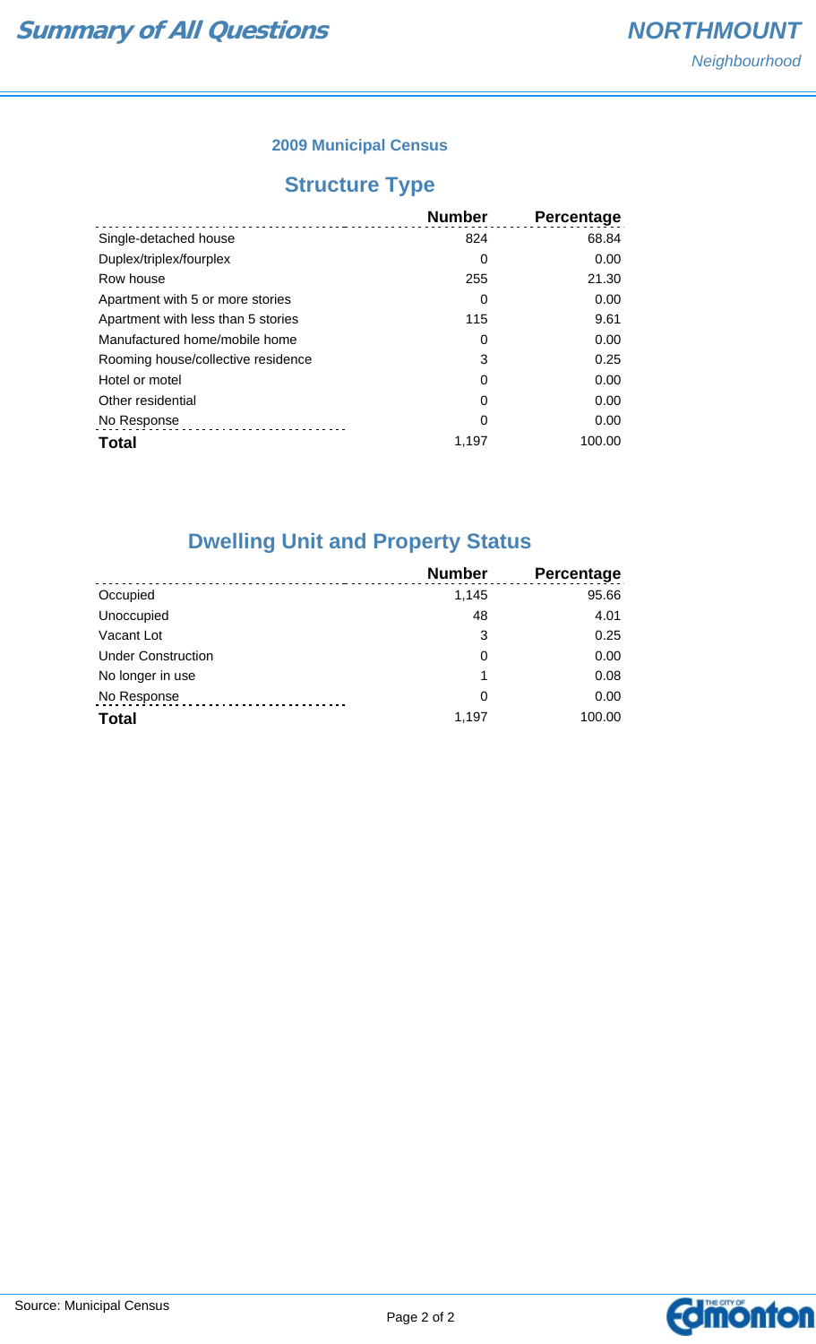# Summary of All Questions

## NORTHMOUNT

*Neighbourhood*

### 2009 Municipal Census

## Structure Type

| | Number | Percentage |
|---|---|---|
| Single-detached house | 824 | 68.84 |
| Duplex/triplex/fourplex | 0 | 0.00 |
| Row house | 255 | 21.30 |
| Apartment with 5 or more stories | 0 | 0.00 |
| Apartment with less than 5 stories | 115 | 9.61 |
| Manufactured home/mobile home | 0 | 0.00 |
| Rooming house/collective residence | 3 | 0.25 |
| Hotel or motel | 0 | 0.00 |
| Other residential | 0 | 0.00 |
| No Response | 0 | 0.00 |
| **Total** | 1,197 | 100.00 |

## Dwelling Unit and Property Status

| | Number | Percentage |
|---|---|---|
| Occupied | 1,145 | 95.66 |
| Unoccupied | 48 | 4.01 |
| Vacant Lot | 3 | 0.25 |
| Under Construction | 0 | 0.00 |
| No longer in use | 1 | 0.08 |
| No Response | 0 | 0.00 |
| **Total** | 1,197 | 100.00 |

Source: Municipal Census